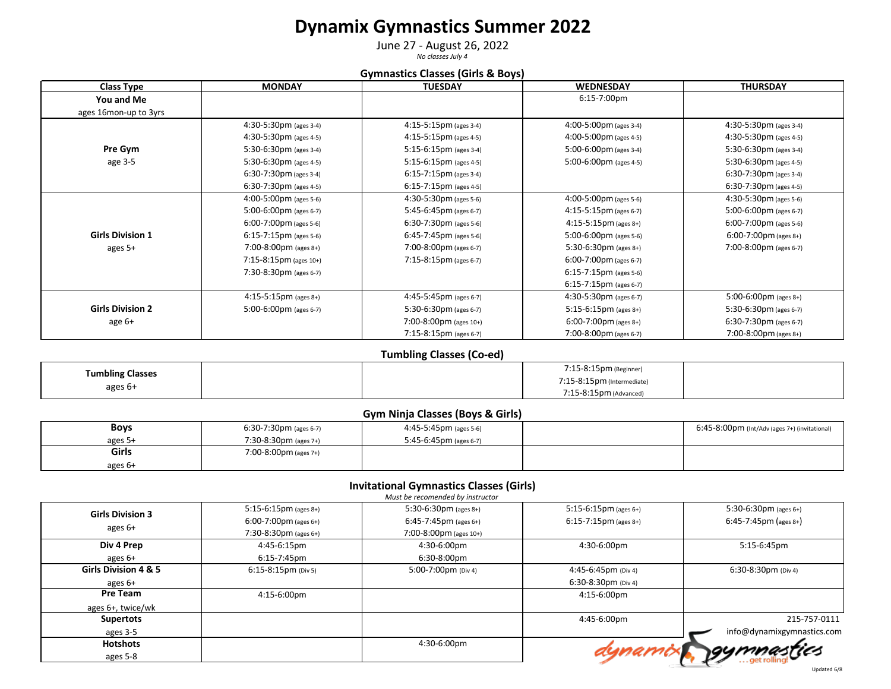# Dynamix Gymnastics Summer 2022

June 27 - August 26, 2022

*No classes July 4*

### Gymnastics Classes (Girls & Boys)

| Class Type | MONDAY | TUESDAY | WEDNESDAY | THURSDAY |
|---|---|---|---|---|
| **You and Me** ages 16mon-up to 3yrs | | | 6:15-7:00pm | |
| **Pre Gym** age 3-5 | 4:30-5:30pm (ages 3-4)<br>4:30-5:30pm (ages 4-5)<br>5:30-6:30pm (ages 3-4)<br>5:30-6:30pm (ages 4-5)<br>6:30-7:30pm (ages 3-4)<br>6:30-7:30pm (ages 4-5) | 4:15-5:15pm (ages 3-4)<br>4:15-5:15pm (ages 4-5)<br>5:15-6:15pm (ages 3-4)<br>5:15-6:15pm (ages 4-5)<br>6:15-7:15pm (ages 3-4)<br>6:15-7:15pm (ages 4-5) | 4:00-5:00pm (ages 3-4)<br>4:00-5:00pm (ages 4-5)<br>5:00-6:00pm (ages 3-4)<br>5:00-6:00pm (ages 4-5) | 4:30-5:30pm (ages 3-4)<br>4:30-5:30pm (ages 4-5)<br>5:30-6:30pm (ages 3-4)<br>5:30-6:30pm (ages 4-5)<br>6:30-7:30pm (ages 3-4)<br>6:30-7:30pm (ages 4-5) |
| **Girls Division 1** ages 5+ | 4:00-5:00pm (ages 5-6)<br>5:00-6:00pm (ages 6-7)<br>6:00-7:00pm (ages 5-6)<br>6:15-7:15pm (ages 5-6)<br>7:00-8:00pm (ages 8+)<br>7:15-8:15pm (ages 10+)<br>7:30-8:30pm (ages 6-7) | 4:30-5:30pm (ages 5-6)<br>5:45-6:45pm (ages 6-7)<br>6:30-7:30pm (ages 5-6)<br>6:45-7:45pm (ages 5-6)<br>7:00-8:00pm (ages 6-7)<br>7:15-8:15pm (ages 6-7) | 4:00-5:00pm (ages 5-6)<br>4:15-5:15pm (ages 6-7)<br>4:15-5:15pm (ages 8+)<br>5:00-6:00pm (ages 5-6)<br>5:30-6:30pm (ages 8+)<br>6:00-7:00pm (ages 6-7)<br>6:15-7:15pm (ages 5-6)<br>6:15-7:15pm (ages 6-7) | 4:30-5:30pm (ages 5-6)<br>5:00-6:00pm (ages 6-7)<br>6:00-7:00pm (ages 5-6)<br>6:00-7:00pm (ages 8+)<br>7:00-8:00pm (ages 6-7) |
| **Girls Division 2** age 6+ | 4:15-5:15pm (ages 8+)<br>5:00-6:00pm (ages 6-7) | 4:45-5:45pm (ages 6-7)<br>5:30-6:30pm (ages 6-7)<br>7:00-8:00pm (ages 10+)<br>7:15-8:15pm (ages 6-7) | 4:30-5:30pm (ages 6-7)<br>5:15-6:15pm (ages 8+)<br>6:00-7:00pm (ages 8+)<br>7:00-8:00pm (ages 6-7) | 5:00-6:00pm (ages 8+)<br>5:30-6:30pm (ages 6-7)<br>6:30-7:30pm (ages 6-7)<br>7:00-8:00pm (ages 8+) |

### Tumbling Classes (Co-ed)

| Class Type | MONDAY | TUESDAY | WEDNESDAY | THURSDAY |
|---|---|---|---|---|
| **Tumbling Classes** ages 6+ | | | 7:15-8:15pm (Beginner)<br>7:15-8:15pm (Intermediate)<br>7:15-8:15pm (Advanced) | |

### Gym Ninja Classes (Boys & Girls)

| Class Type | MONDAY | TUESDAY | WEDNESDAY | THURSDAY |
|---|---|---|---|---|
| **Boys** ages 5+ | 6:30-7:30pm (ages 6-7)<br>7:30-8:30pm (ages 7+) | 4:45-5:45pm (ages 5-6)<br>5:45-6:45pm (ages 6-7) | | 6:45-8:00pm (Int/Adv (ages 7+) (invitational) |
| **Girls** ages 6+ | 7:00-8:00pm (ages 7+) | | | |

### Invitational Gymnastics Classes (Girls)

*Must be recomended by instructor*

| Class Type | MONDAY | TUESDAY | WEDNESDAY | THURSDAY |
|---|---|---|---|---|
| **Girls Division 3** ages 6+ | 5:15-6:15pm (ages 8+)<br>6:00-7:00pm (ages 6+)<br>7:30-8:30pm (ages 6+) | 5:30-6:30pm (ages 8+)<br>6:45-7:45pm (ages 6+)<br>7:00-8:00pm (ages 10+) | 5:15-6:15pm (ages 6+)<br>6:15-7:15pm (ages 8+) | 5:30-6:30pm (ages 6+)<br>6:45-7:45pm (ages 8+) |
| **Div 4 Prep** ages 6+ | 4:45-6:15pm<br>6:15-7:45pm | 4:30-6:00pm<br>6:30-8:00pm | 4:30-6:00pm | 5:15-6:45pm |
| **Girls Division 4 & 5** ages 6+ | 6:15-8:15pm (Div 5) | 5:00-7:00pm (Div 4) | 4:45-6:45pm (Div 4)<br>6:30-8:30pm (Div 4) | 6:30-8:30pm (Div 4) |
| **Pre Team** ages 6+, twice/wk | 4:15-6:00pm | | 4:15-6:00pm | |
| **Supertots** ages 3-5 | | | 4:45-6:00pm | |
| **Hotshots** ages 5-8 | | 4:30-6:00pm | | |

215-757-0111

info@dynamixgymnastics.com

dynamix gymnastics ...get rolling!

Updated 6/8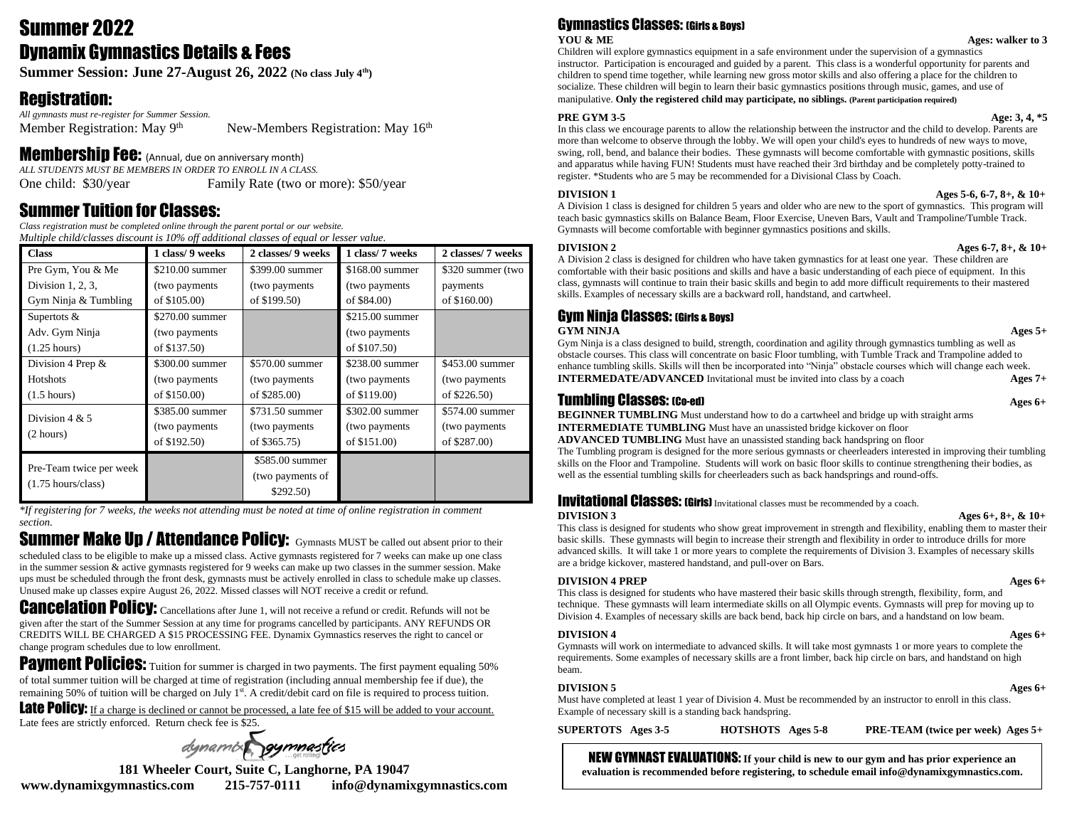# Summer 2022

# Dynamix Gymnastics Details & Fees

**Summer Session: June 27-August 26, 2022 (No class July 4th)**

## Registration:

*All gymnasts must re-register for Summer Session.*

Member Registration: May 9th New-Members Registration: May 16th

## Membership Fee: (Annual, due on anniversary month)

*ALL STUDENTS MUST BE MEMBERS IN ORDER TO ENROLL IN A CLASS.*

One child: $30/year Family Rate (two or more): $50/year

## Summer Tuition for Classes:

*Class registration must be completed online through the parent portal or our website.*

*Multiple child/classes discount is 10% off additional classes of equal or lesser value.*

| Class | 1 class/ 9 weeks | 2 classes/ 9 weeks | 1 class/ 7 weeks | 2 classes/ 7 weeks |
|---|---|---|---|---|
| Pre Gym, You & Me Division 1, 2, 3, Gym Ninja & Tumbling | $210.00 summer (two payments of $105.00) | $399.00 summer (two payments of $199.50) | $168.00 summer (two payments of $84.00) | $320 summer (two payments of $160.00) |
| Supertots & Adv. Gym Ninja (1.25 hours) | $270.00 summer (two payments of $137.50) | | $215.00 summer (two payments of $107.50) | |
| Division 4 Prep & Hotshots (1.5 hours) | $300.00 summer (two payments of $150.00) | $570.00 summer (two payments of $285.00) | $238.00 summer (two payments of $119.00) | $453.00 summer (two payments of $226.50) |
| Division 4 & 5 (2 hours) | $385.00 summer (two payments of $192.50) | $731.50 summer (two payments of $365.75) | $302.00 summer (two payments of $151.00) | $574.00 summer (two payments of $287.00) |
| Pre-Team twice per week (1.75 hours/class) | | $585.00 summer (two payments of $292.50) | | |

*\*If registering for 7 weeks, the weeks not attending must be noted at time of online registration in comment section.*

## Summer Make Up / Attendance Policy:

Gymnasts MUST be called out absent prior to their scheduled class to be eligible to make up a missed class. Active gymnasts registered for 7 weeks can make up one class in the summer session & active gymnasts registered for 9 weeks can make up two classes in the summer session. Make ups must be scheduled through the front desk, gymnasts must be actively enrolled in class to schedule make up classes. Unused make up classes expire August 26, 2022. Missed classes will NOT receive a credit or refund.

## Cancelation Policy:

Cancellations after June 1, will not receive a refund or credit. Refunds will not be given after the start of the Summer Session at any time for programs cancelled by participants. ANY REFUNDS OR CREDITS WILL BE CHARGED A $15 PROCESSING FEE. Dynamix Gymnastics reserves the right to cancel or change program schedules due to low enrollment.

## Payment Policies:

Tuition for summer is charged in two payments. The first payment equaling 50% of total summer tuition will be charged at time of registration (including annual membership fee if due), the remaining 50% of tuition will be charged on July 1st. A credit/debit card on file is required to process tuition.

## Late Policy:

If a charge is declined or cannot be processed, a late fee of $15 will be added to your account. Late fees are strictly enforced. Return check fee is $25.

dynamix gymnastics ...get rolling!

**181 Wheeler Court, Suite C, Langhorne, PA 19047**

**www.dynamixgymnastics.com 215-757-0111 info@dynamixgymnastics.com**

## Gymnastics Classes: (Girls & Boys)

**YOU & ME** **Ages: walker to 3**

Children will explore gymnastics equipment in a safe environment under the supervision of a gymnastics instructor. Participation is encouraged and guided by a parent. This class is a wonderful opportunity for parents and children to spend time together, while learning new gross motor skills and also offering a place for the children to socialize. These children will begin to learn their basic gymnastics positions through music, games, and use of manipulative. **Only the registered child may participate, no siblings. (Parent participation required)**

**PRE GYM 3-5** **Age: 3, 4, \*5**

In this class we encourage parents to allow the relationship between the instructor and the child to develop. Parents are more than welcome to observe through the lobby. We will open your child's eyes to hundreds of new ways to move, swing, roll, bend, and balance their bodies. These gymnasts will become comfortable with gymnastic positions, skills and apparatus while having FUN! Students must have reached their 3rd birthday and be completely potty-trained to register. \*Students who are 5 may be recommended for a Divisional Class by Coach.

**DIVISION 1** **Ages 5-6, 6-7, 8+, & 10+**

A Division 1 class is designed for children 5 years and older who are new to the sport of gymnastics. This program will teach basic gymnastics skills on Balance Beam, Floor Exercise, Uneven Bars, Vault and Trampoline/Tumble Track. Gymnasts will become comfortable with beginner gymnastics positions and skills.

**DIVISION 2** **Ages 6-7, 8+, & 10+**

A Division 2 class is designed for children who have taken gymnastics for at least one year. These children are comfortable with their basic positions and skills and have a basic understanding of each piece of equipment. In this class, gymnasts will continue to train their basic skills and begin to add more difficult requirements to their mastered skills. Examples of necessary skills are a backward roll, handstand, and cartwheel.

## Gym Ninja Classes: (Girls & Boys)

**GYM NINJA** **Ages 5+**

Gym Ninja is a class designed to build, strength, coordination and agility through gymnastics tumbling as well as obstacle courses. This class will concentrate on basic Floor tumbling, with Tumble Track and Trampoline added to enhance tumbling skills. Skills will then be incorporated into "Ninja" obstacle courses which will change each week.

**INTERMEDIATE/ADVANCED** Invitational must be invited into class by a coach **Ages 7+**

## Tumbling Classes: (Co-ed) Ages 6+

**BEGINNER TUMBLING** Must understand how to do a cartwheel and bridge up with straight arms

**INTERMEDIATE TUMBLING** Must have an unassisted bridge kickover on floor

**ADVANCED TUMBLING** Must have an unassisted standing back handspring on floor

The Tumbling program is designed for the more serious gymnasts or cheerleaders interested in improving their tumbling skills on the Floor and Trampoline. Students will work on basic floor skills to continue strengthening their bodies, as well as the essential tumbling skills for cheerleaders such as back handsprings and round-offs.

## Invitational Classes: (Girls) Invitational classes must be recommended by a coach.

**DIVISION 3** **Ages 6+, 8+, & 10+**

This class is designed for students who show great improvement in strength and flexibility, enabling them to master their basic skills. These gymnasts will begin to increase their strength and flexibility in order to introduce drills for more advanced skills. It will take 1 or more years to complete the requirements of Division 3. Examples of necessary skills are a bridge kickover, mastered handstand, and pull-over on Bars.

**DIVISION 4 PREP** **Ages 6+**

This class is designed for students who have mastered their basic skills through strength, flexibility, form, and technique. These gymnasts will learn intermediate skills on all Olympic events. Gymnasts will prep for moving up to Division 4. Examples of necessary skills are back bend, back hip circle on bars, and a handstand on low beam.

**DIVISION 4** **Ages 6+**

Gymnasts will work on intermediate to advanced skills. It will take most gymnasts 1 or more years to complete the requirements. Some examples of necessary skills are a front limber, back hip circle on bars, and handstand on high beam.

**DIVISION 5** **Ages 6+**

Must have completed at least 1 year of Division 4. Must be recommended by an instructor to enroll in this class. Example of necessary skill is a standing back handspring.

**SUPERTOTS Ages 3-5** **HOTSHOTS Ages 5-8** **PRE-TEAM (twice per week) Ages 5+**

**NEW GYMNAST EVALUATIONS: If your child is new to our gym and has prior experience an evaluation is recommended before registering, to schedule email info@dynamixgymnastics.com.**